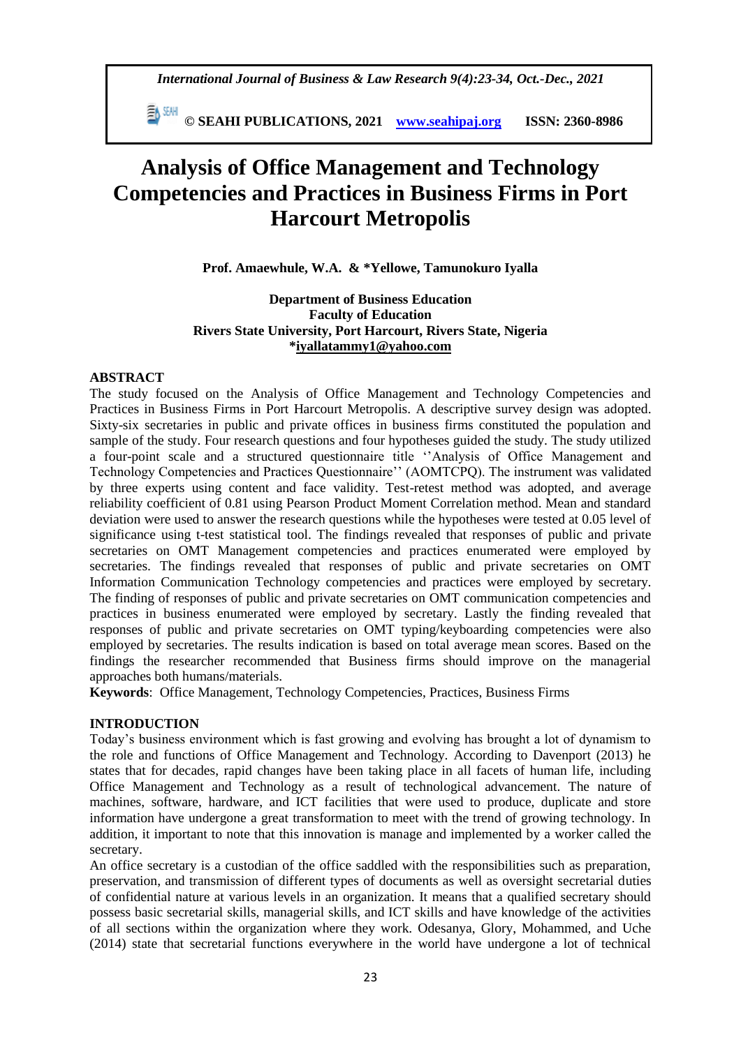# Analysis of Office Management and Technology Competencies and Practices in Business Firms in Port Harcourt Metropolis

**Prof. Amaewhule, W.A. & *Yellowe, Tamunokuro Iyalla**

**Department of Business Education**
**Faculty of Education**
**Rivers State University, Port Harcourt, Rivers State, Nigeria**
***iyallatammy1@yahoo.com**

## ABSTRACT

The study focused on the Analysis of Office Management and Technology Competencies and Practices in Business Firms in Port Harcourt Metropolis. A descriptive survey design was adopted. Sixty-six secretaries in public and private offices in business firms constituted the population and sample of the study. Four research questions and four hypotheses guided the study. The study utilized a four-point scale and a structured questionnaire title ''Analysis of Office Management and Technology Competencies and Practices Questionnaire'' (AOMTCPQ). The instrument was validated by three experts using content and face validity. Test-retest method was adopted, and average reliability coefficient of 0.81 using Pearson Product Moment Correlation method. Mean and standard deviation were used to answer the research questions while the hypotheses were tested at 0.05 level of significance using t-test statistical tool. The findings revealed that responses of public and private secretaries on OMT Management competencies and practices enumerated were employed by secretaries. The findings revealed that responses of public and private secretaries on OMT Information Communication Technology competencies and practices were employed by secretary. The finding of responses of public and private secretaries on OMT communication competencies and practices in business enumerated were employed by secretary. Lastly the finding revealed that responses of public and private secretaries on OMT typing/keyboarding competencies were also employed by secretaries. The results indication is based on total average mean scores. Based on the findings the researcher recommended that Business firms should improve on the managerial approaches both humans/materials.

**Keywords**: Office Management, Technology Competencies, Practices, Business Firms

## INTRODUCTION

Today's business environment which is fast growing and evolving has brought a lot of dynamism to the role and functions of Office Management and Technology. According to Davenport (2013) he states that for decades, rapid changes have been taking place in all facets of human life, including Office Management and Technology as a result of technological advancement. The nature of machines, software, hardware, and ICT facilities that were used to produce, duplicate and store information have undergone a great transformation to meet with the trend of growing technology. In addition, it important to note that this innovation is manage and implemented by a worker called the secretary.

An office secretary is a custodian of the office saddled with the responsibilities such as preparation, preservation, and transmission of different types of documents as well as oversight secretarial duties of confidential nature at various levels in an organization. It means that a qualified secretary should possess basic secretarial skills, managerial skills, and ICT skills and have knowledge of the activities of all sections within the organization where they work. Odesanya, Glory, Mohammed, and Uche (2014) state that secretarial functions everywhere in the world have undergone a lot of technical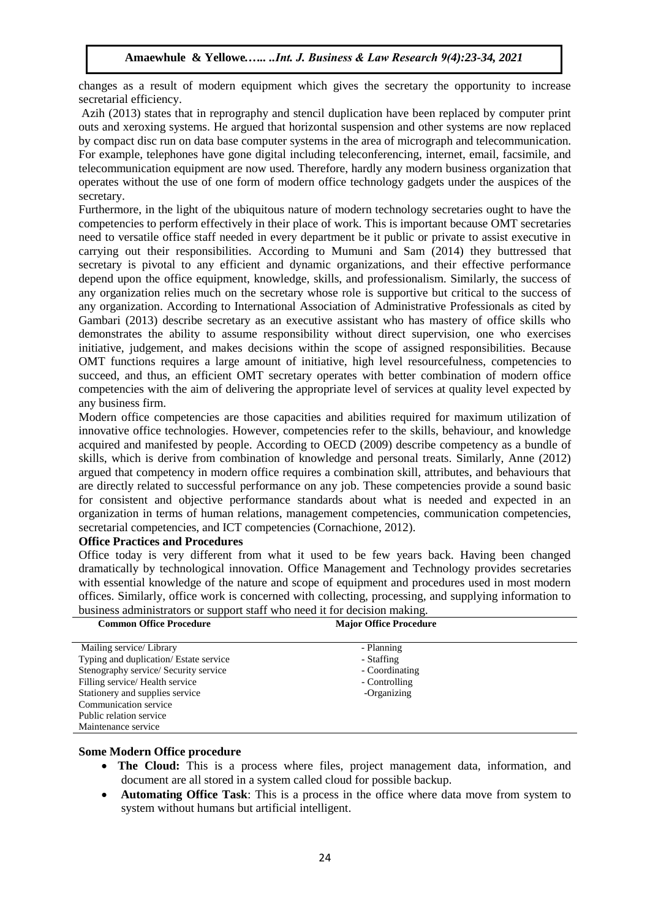changes as a result of modern equipment which gives the secretary the opportunity to increase secretarial efficiency.

Azih (2013) states that in reprography and stencil duplication have been replaced by computer print outs and xeroxing systems. He argued that horizontal suspension and other systems are now replaced by compact disc run on data base computer systems in the area of micrograph and telecommunication. For example, telephones have gone digital including teleconferencing, internet, email, facsimile, and telecommunication equipment are now used. Therefore, hardly any modern business organization that operates without the use of one form of modern office technology gadgets under the auspices of the secretary.

Furthermore, in the light of the ubiquitous nature of modern technology secretaries ought to have the competencies to perform effectively in their place of work. This is important because OMT secretaries need to versatile office staff needed in every department be it public or private to assist executive in carrying out their responsibilities. According to Mumuni and Sam (2014) they buttressed that secretary is pivotal to any efficient and dynamic organizations, and their effective performance depend upon the office equipment, knowledge, skills, and professionalism. Similarly, the success of any organization relies much on the secretary whose role is supportive but critical to the success of any organization. According to International Association of Administrative Professionals as cited by Gambari (2013) describe secretary as an executive assistant who has mastery of office skills who demonstrates the ability to assume responsibility without direct supervision, one who exercises initiative, judgement, and makes decisions within the scope of assigned responsibilities. Because OMT functions requires a large amount of initiative, high level resourcefulness, competencies to succeed, and thus, an efficient OMT secretary operates with better combination of modern office competencies with the aim of delivering the appropriate level of services at quality level expected by any business firm.

Modern office competencies are those capacities and abilities required for maximum utilization of innovative office technologies. However, competencies refer to the skills, behaviour, and knowledge acquired and manifested by people. According to OECD (2009) describe competency as a bundle of skills, which is derive from combination of knowledge and personal treats. Similarly, Anne (2012) argued that competency in modern office requires a combination skill, attributes, and behaviours that are directly related to successful performance on any job. These competencies provide a sound basic for consistent and objective performance standards about what is needed and expected in an organization in terms of human relations, management competencies, communication competencies, secretarial competencies, and ICT competencies (Cornachione, 2012).

**Office Practices and Procedures**

Office today is very different from what it used to be few years back. Having been changed dramatically by technological innovation. Office Management and Technology provides secretaries with essential knowledge of the nature and scope of equipment and procedures used in most modern offices. Similarly, office work is concerned with collecting, processing, and supplying information to business administrators or support staff who need it for decision making.

| Common Office Procedure | Major Office Procedure |
|---|---|
| Mailing service/ Library | - Planning |
| Typing and duplication/ Estate service | - Staffing |
| Stenography service/ Security service | - Coordinating |
| Filling service/ Health service | - Controlling |
| Stationery and supplies service | -Organizing |
| Communication service | |
| Public relation service | |
| Maintenance service | |

**Some Modern Office procedure**

- **The Cloud:** This is a process where files, project management data, information, and document are all stored in a system called cloud for possible backup.
- **Automating Office Task**: This is a process in the office where data move from system to system without humans but artificial intelligent.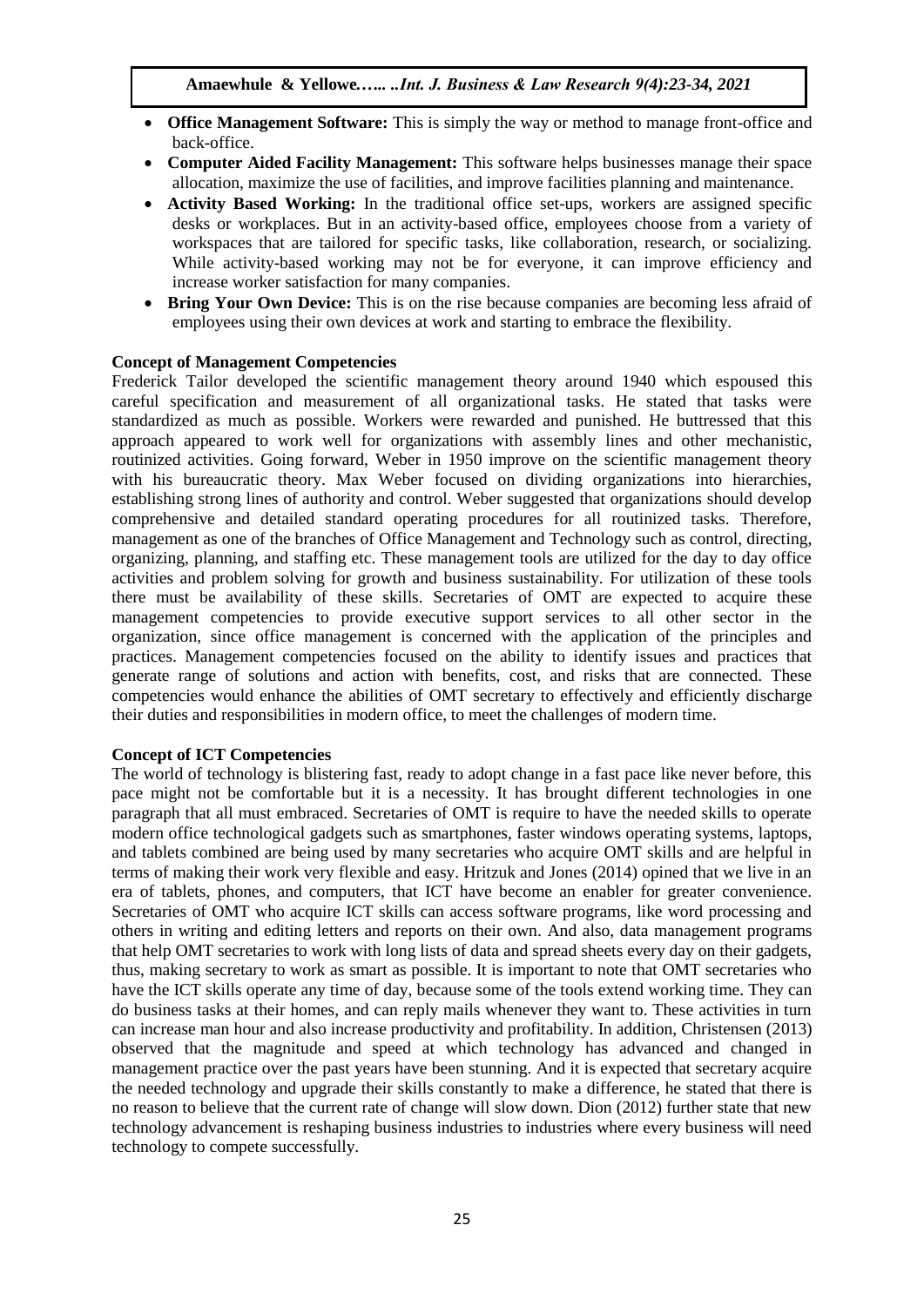- **Office Management Software:** This is simply the way or method to manage front-office and back-office.
- **Computer Aided Facility Management:** This software helps businesses manage their space allocation, maximize the use of facilities, and improve facilities planning and maintenance.
- **Activity Based Working:** In the traditional office set-ups, workers are assigned specific desks or workplaces. But in an activity-based office, employees choose from a variety of workspaces that are tailored for specific tasks, like collaboration, research, or socializing. While activity-based working may not be for everyone, it can improve efficiency and increase worker satisfaction for many companies.
- **Bring Your Own Device:** This is on the rise because companies are becoming less afraid of employees using their own devices at work and starting to embrace the flexibility.

**Concept of Management Competencies**

Frederick Tailor developed the scientific management theory around 1940 which espoused this careful specification and measurement of all organizational tasks. He stated that tasks were standardized as much as possible. Workers were rewarded and punished. He buttressed that this approach appeared to work well for organizations with assembly lines and other mechanistic, routinized activities. Going forward, Weber in 1950 improve on the scientific management theory with his bureaucratic theory. Max Weber focused on dividing organizations into hierarchies, establishing strong lines of authority and control. Weber suggested that organizations should develop comprehensive and detailed standard operating procedures for all routinized tasks. Therefore, management as one of the branches of Office Management and Technology such as control, directing, organizing, planning, and staffing etc. These management tools are utilized for the day to day office activities and problem solving for growth and business sustainability. For utilization of these tools there must be availability of these skills. Secretaries of OMT are expected to acquire these management competencies to provide executive support services to all other sector in the organization, since office management is concerned with the application of the principles and practices. Management competencies focused on the ability to identify issues and practices that generate range of solutions and action with benefits, cost, and risks that are connected. These competencies would enhance the abilities of OMT secretary to effectively and efficiently discharge their duties and responsibilities in modern office, to meet the challenges of modern time.

**Concept of ICT Competencies**

The world of technology is blistering fast, ready to adopt change in a fast pace like never before, this pace might not be comfortable but it is a necessity. It has brought different technologies in one paragraph that all must embraced. Secretaries of OMT is require to have the needed skills to operate modern office technological gadgets such as smartphones, faster windows operating systems, laptops, and tablets combined are being used by many secretaries who acquire OMT skills and are helpful in terms of making their work very flexible and easy. Hritzuk and Jones (2014) opined that we live in an era of tablets, phones, and computers, that ICT have become an enabler for greater convenience. Secretaries of OMT who acquire ICT skills can access software programs, like word processing and others in writing and editing letters and reports on their own. And also, data management programs that help OMT secretaries to work with long lists of data and spread sheets every day on their gadgets, thus, making secretary to work as smart as possible. It is important to note that OMT secretaries who have the ICT skills operate any time of day, because some of the tools extend working time. They can do business tasks at their homes, and can reply mails whenever they want to. These activities in turn can increase man hour and also increase productivity and profitability. In addition, Christensen (2013) observed that the magnitude and speed at which technology has advanced and changed in management practice over the past years have been stunning. And it is expected that secretary acquire the needed technology and upgrade their skills constantly to make a difference, he stated that there is no reason to believe that the current rate of change will slow down. Dion (2012) further state that new technology advancement is reshaping business industries to industries where every business will need technology to compete successfully.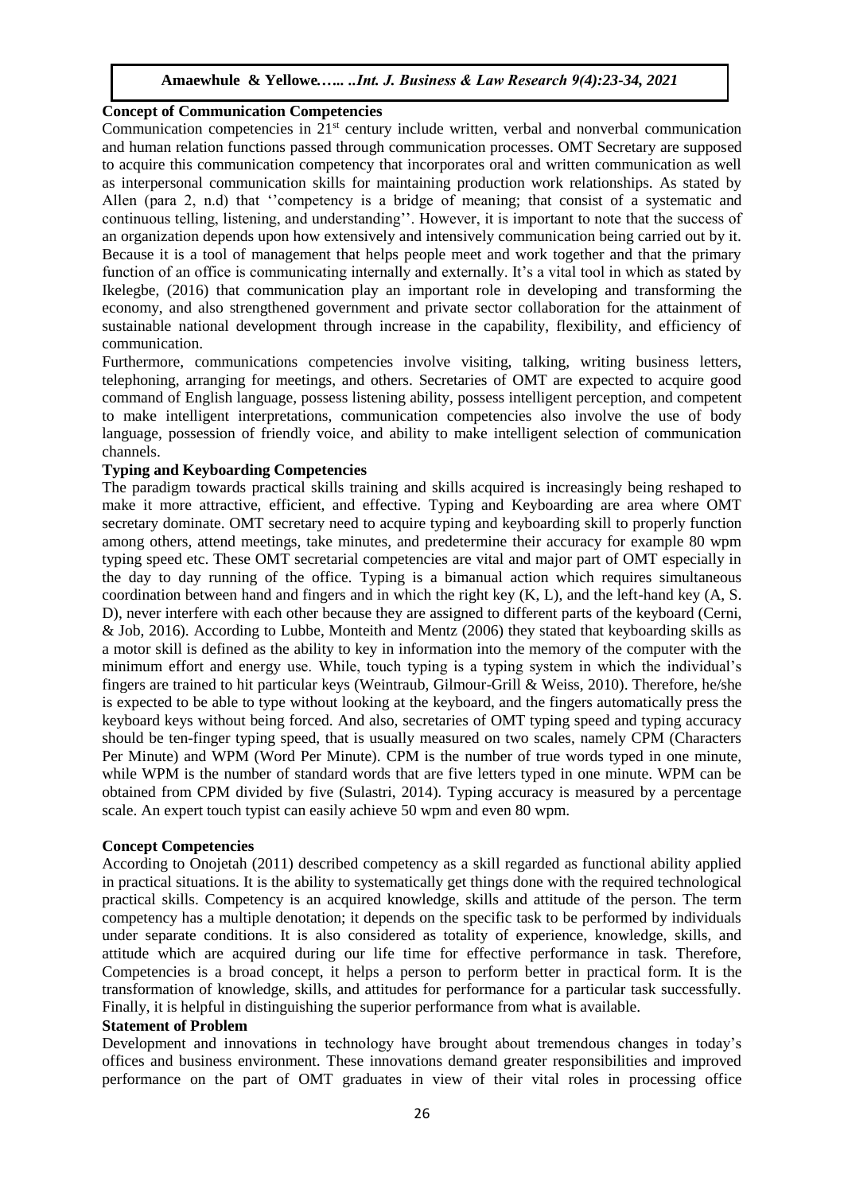**Concept of Communication Competencies**

Communication competencies in 21st century include written, verbal and nonverbal communication and human relation functions passed through communication processes. OMT Secretary are supposed to acquire this communication competency that incorporates oral and written communication as well as interpersonal communication skills for maintaining production work relationships. As stated by Allen (para 2, n.d) that ''competency is a bridge of meaning; that consist of a systematic and continuous telling, listening, and understanding''. However, it is important to note that the success of an organization depends upon how extensively and intensively communication being carried out by it. Because it is a tool of management that helps people meet and work together and that the primary function of an office is communicating internally and externally. It's a vital tool in which as stated by Ikelegbe, (2016) that communication play an important role in developing and transforming the economy, and also strengthened government and private sector collaboration for the attainment of sustainable national development through increase in the capability, flexibility, and efficiency of communication.

Furthermore, communications competencies involve visiting, talking, writing business letters, telephoning, arranging for meetings, and others. Secretaries of OMT are expected to acquire good command of English language, possess listening ability, possess intelligent perception, and competent to make intelligent interpretations, communication competencies also involve the use of body language, possession of friendly voice, and ability to make intelligent selection of communication channels.

**Typing and Keyboarding Competencies**

The paradigm towards practical skills training and skills acquired is increasingly being reshaped to make it more attractive, efficient, and effective. Typing and Keyboarding are area where OMT secretary dominate. OMT secretary need to acquire typing and keyboarding skill to properly function among others, attend meetings, take minutes, and predetermine their accuracy for example 80 wpm typing speed etc. These OMT secretarial competencies are vital and major part of OMT especially in the day to day running of the office. Typing is a bimanual action which requires simultaneous coordination between hand and fingers and in which the right key (K, L), and the left-hand key (A, S. D), never interfere with each other because they are assigned to different parts of the keyboard (Cerni, & Job, 2016). According to Lubbe, Monteith and Mentz (2006) they stated that keyboarding skills as a motor skill is defined as the ability to key in information into the memory of the computer with the minimum effort and energy use. While, touch typing is a typing system in which the individual's fingers are trained to hit particular keys (Weintraub, Gilmour-Grill & Weiss, 2010). Therefore, he/she is expected to be able to type without looking at the keyboard, and the fingers automatically press the keyboard keys without being forced. And also, secretaries of OMT typing speed and typing accuracy should be ten-finger typing speed, that is usually measured on two scales, namely CPM (Characters Per Minute) and WPM (Word Per Minute). CPM is the number of true words typed in one minute, while WPM is the number of standard words that are five letters typed in one minute. WPM can be obtained from CPM divided by five (Sulastri, 2014). Typing accuracy is measured by a percentage scale. An expert touch typist can easily achieve 50 wpm and even 80 wpm.

**Concept Competencies**

According to Onojetah (2011) described competency as a skill regarded as functional ability applied in practical situations. It is the ability to systematically get things done with the required technological practical skills. Competency is an acquired knowledge, skills and attitude of the person. The term competency has a multiple denotation; it depends on the specific task to be performed by individuals under separate conditions. It is also considered as totality of experience, knowledge, skills, and attitude which are acquired during our life time for effective performance in task. Therefore, Competencies is a broad concept, it helps a person to perform better in practical form. It is the transformation of knowledge, skills, and attitudes for performance for a particular task successfully. Finally, it is helpful in distinguishing the superior performance from what is available.

**Statement of Problem**

Development and innovations in technology have brought about tremendous changes in today's offices and business environment. These innovations demand greater responsibilities and improved performance on the part of OMT graduates in view of their vital roles in processing office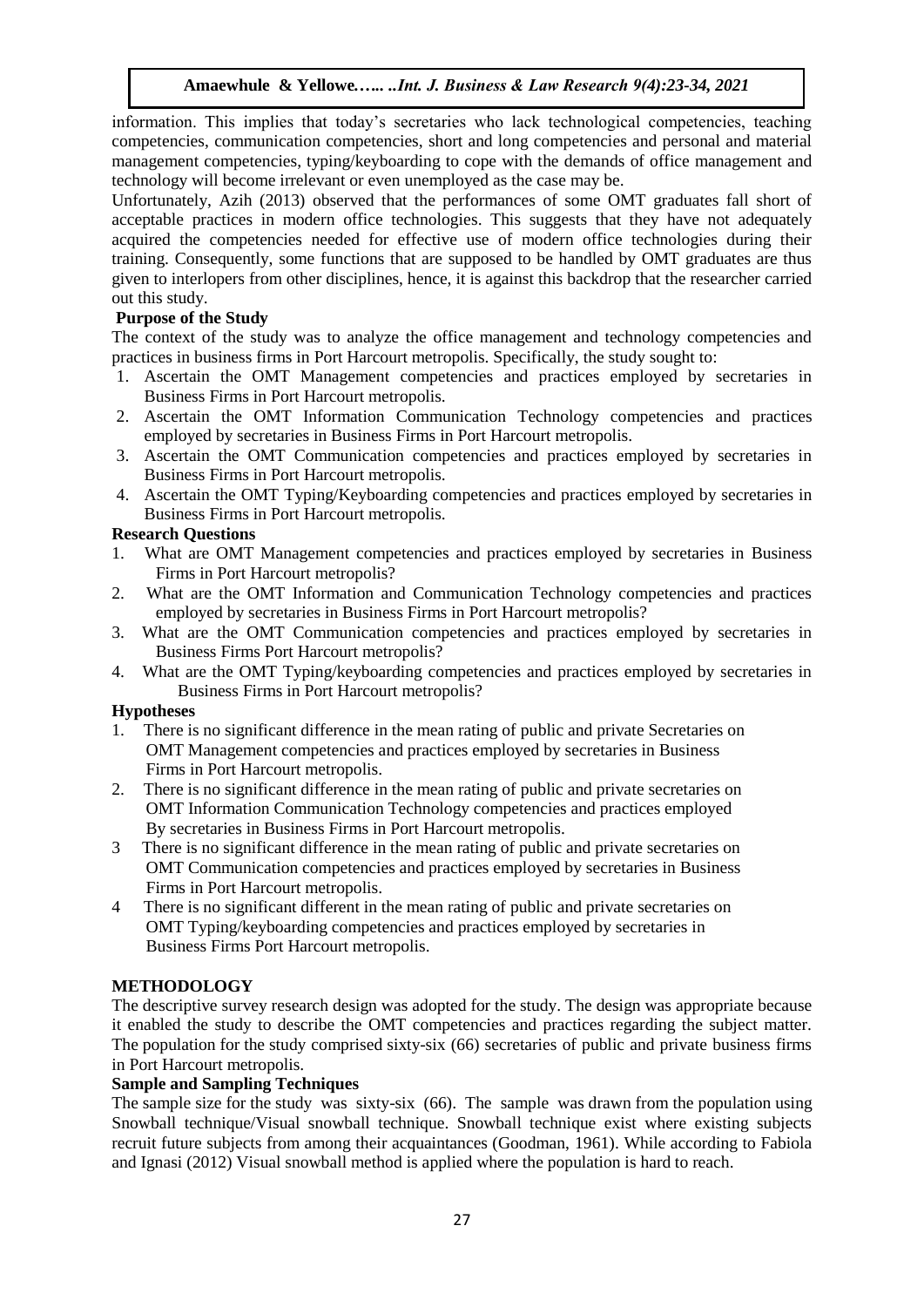information. This implies that today's secretaries who lack technological competencies, teaching competencies, communication competencies, short and long competencies and personal and material management competencies, typing/keyboarding to cope with the demands of office management and technology will become irrelevant or even unemployed as the case may be.

Unfortunately, Azih (2013) observed that the performances of some OMT graduates fall short of acceptable practices in modern office technologies. This suggests that they have not adequately acquired the competencies needed for effective use of modern office technologies during their training. Consequently, some functions that are supposed to be handled by OMT graduates are thus given to interlopers from other disciplines, hence, it is against this backdrop that the researcher carried out this study.

**Purpose of the Study**

The context of the study was to analyze the office management and technology competencies and practices in business firms in Port Harcourt metropolis. Specifically, the study sought to:

1. Ascertain the OMT Management competencies and practices employed by secretaries in Business Firms in Port Harcourt metropolis.
2. Ascertain the OMT Information Communication Technology competencies and practices employed by secretaries in Business Firms in Port Harcourt metropolis.
3. Ascertain the OMT Communication competencies and practices employed by secretaries in Business Firms in Port Harcourt metropolis.
4. Ascertain the OMT Typing/Keyboarding competencies and practices employed by secretaries in Business Firms in Port Harcourt metropolis.

**Research Questions**

1. What are OMT Management competencies and practices employed by secretaries in Business Firms in Port Harcourt metropolis?
2. What are the OMT Information and Communication Technology competencies and practices employed by secretaries in Business Firms in Port Harcourt metropolis?
3. What are the OMT Communication competencies and practices employed by secretaries in Business Firms Port Harcourt metropolis?
4. What are the OMT Typing/keyboarding competencies and practices employed by secretaries in Business Firms in Port Harcourt metropolis?

**Hypotheses**

1. There is no significant difference in the mean rating of public and private Secretaries on OMT Management competencies and practices employed by secretaries in Business Firms in Port Harcourt metropolis.
2. There is no significant difference in the mean rating of public and private secretaries on OMT Information Communication Technology competencies and practices employed By secretaries in Business Firms in Port Harcourt metropolis.
3. There is no significant difference in the mean rating of public and private secretaries on OMT Communication competencies and practices employed by secretaries in Business Firms in Port Harcourt metropolis.
4. There is no significant different in the mean rating of public and private secretaries on OMT Typing/keyboarding competencies and practices employed by secretaries in Business Firms Port Harcourt metropolis.

## METHODOLOGY

The descriptive survey research design was adopted for the study. The design was appropriate because it enabled the study to describe the OMT competencies and practices regarding the subject matter. The population for the study comprised sixty-six (66) secretaries of public and private business firms in Port Harcourt metropolis.

**Sample and Sampling Techniques**

The sample size for the study was sixty-six (66). The sample was drawn from the population using Snowball technique/Visual snowball technique. Snowball technique exist where existing subjects recruit future subjects from among their acquaintances (Goodman, 1961). While according to Fabiola and Ignasi (2012) Visual snowball method is applied where the population is hard to reach.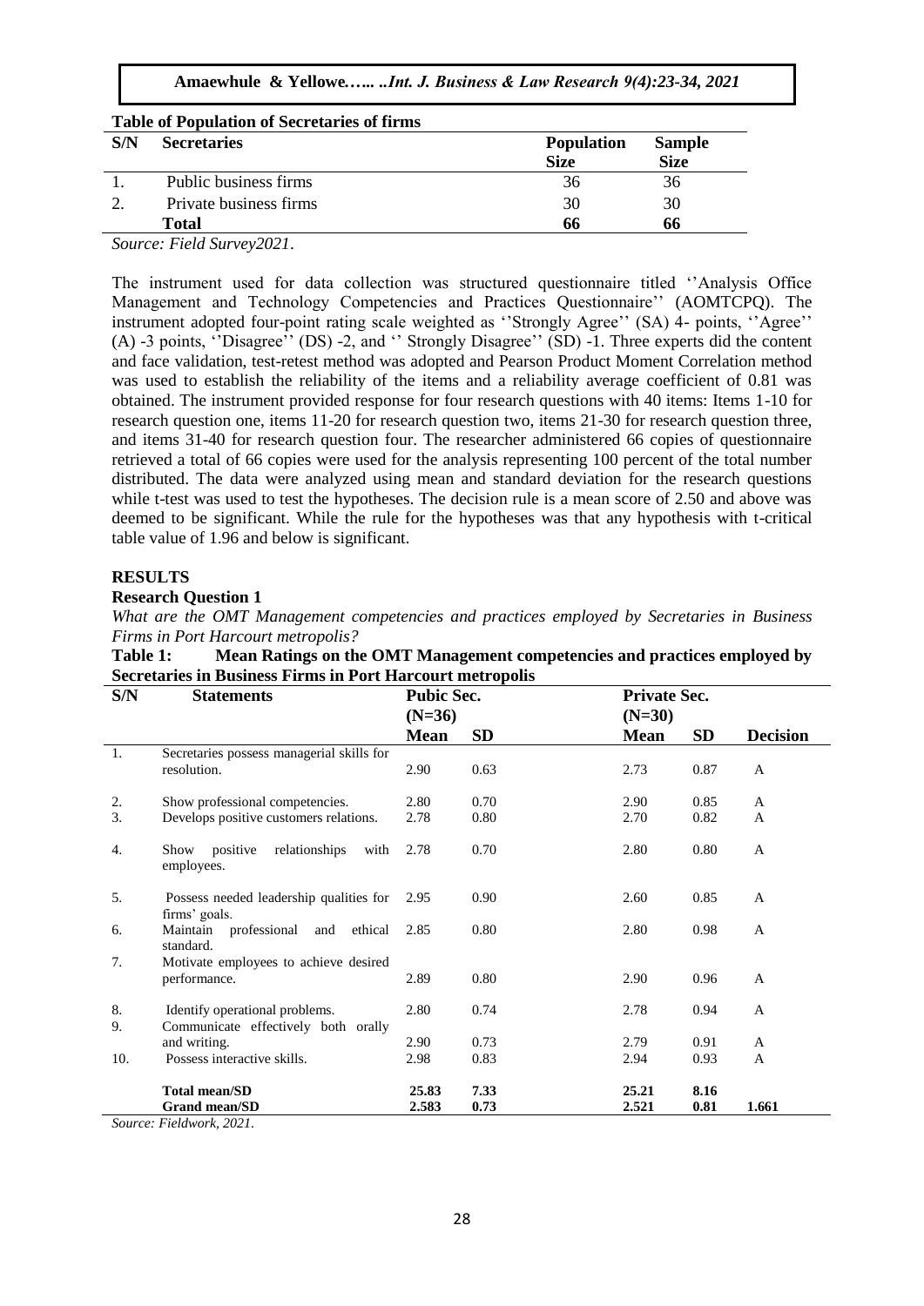**Table of Population of Secretaries of firms**

| S/N | Secretaries | Population Size | Sample Size |
|---|---|---|---|
| 1. | Public business firms | 36 | 36 |
| 2. | Private business firms | 30 | 30 |
| | **Total** | **66** | **66** |

*Source: Field Survey2021.*

The instrument used for data collection was structured questionnaire titled ''Analysis Office Management and Technology Competencies and Practices Questionnaire'' (AOMTCPQ). The instrument adopted four-point rating scale weighted as ''Strongly Agree'' (SA) 4- points, ''Agree'' (A) -3 points, ''Disagree'' (DS) -2, and '' Strongly Disagree'' (SD) -1. Three experts did the content and face validation, test-retest method was adopted and Pearson Product Moment Correlation method was used to establish the reliability of the items and a reliability average coefficient of 0.81 was obtained. The instrument provided response for four research questions with 40 items: Items 1-10 for research question one, items 11-20 for research question two, items 21-30 for research question three, and items 31-40 for research question four. The researcher administered 66 copies of questionnaire retrieved a total of 66 copies were used for the analysis representing 100 percent of the total number distributed. The data were analyzed using mean and standard deviation for the research questions while t-test was used to test the hypotheses. The decision rule is a mean score of 2.50 and above was deemed to be significant. While the rule for the hypotheses was that any hypothesis with t-critical table value of 1.96 and below is significant.

## RESULTS

### Research Question 1

*What are the OMT Management competencies and practices employed by Secretaries in Business Firms in Port Harcourt metropolis?*

**Table 1: Mean Ratings on the OMT Management competencies and practices employed by Secretaries in Business Firms in Port Harcourt metropolis**

| S/N | Statements | Pubic Sec. (N=36) | | Private Sec. (N=30) | | |
|---|---|---|---|---|---|---|
| | | **Mean** | **SD** | **Mean** | **SD** | **Decision** |
| 1. | Secretaries possess managerial skills for resolution. | 2.90 | 0.63 | 2.73 | 0.87 | A |
| 2. | Show professional competencies. | 2.80 | 0.70 | 2.90 | 0.85 | A |
| 3. | Develops positive customers relations. | 2.78 | 0.80 | 2.70 | 0.82 | A |
| 4. | Show positive relationships with employees. | 2.78 | 0.70 | 2.80 | 0.80 | A |
| 5. | Possess needed leadership qualities for firms' goals. | 2.95 | 0.90 | 2.60 | 0.85 | A |
| 6. | Maintain professional and ethical standard. | 2.85 | 0.80 | 2.80 | 0.98 | A |
| 7. | Motivate employees to achieve desired performance. | 2.89 | 0.80 | 2.90 | 0.96 | A |
| 8. | Identify operational problems. | 2.80 | 0.74 | 2.78 | 0.94 | A |
| 9. | Communicate effectively both orally and writing. | 2.90 | 0.73 | 2.79 | 0.91 | A |
| 10. | Possess interactive skills. | 2.98 | 0.83 | 2.94 | 0.93 | A |
| | **Total mean/SD** | **25.83** | **7.33** | **25.21** | **8.16** | |
| | **Grand mean/SD** | **2.583** | **0.73** | **2.521** | **0.81** | **1.661** |

*Source: Fieldwork, 2021.*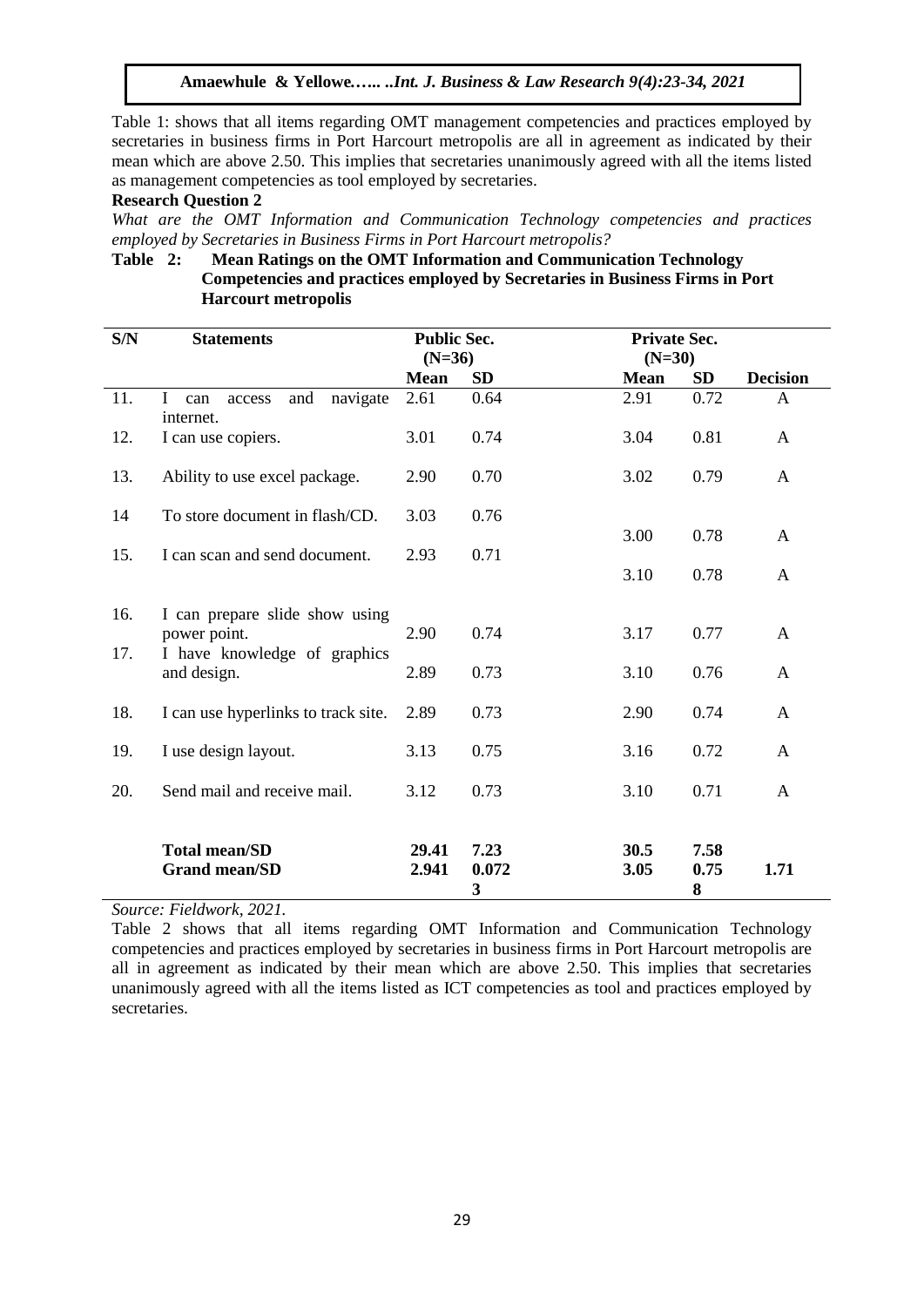Table 1: shows that all items regarding OMT management competencies and practices employed by secretaries in business firms in Port Harcourt metropolis are all in agreement as indicated by their mean which are above 2.50. This implies that secretaries unanimously agreed with all the items listed as management competencies as tool employed by secretaries.

**Research Question 2**

*What are the OMT Information and Communication Technology competencies and practices employed by Secretaries in Business Firms in Port Harcourt metropolis?*

**Table 2: Mean Ratings on the OMT Information and Communication Technology Competencies and practices employed by Secretaries in Business Firms in Port Harcourt metropolis**

| S/N | Statements | Public Sec. (N=36) | | Private Sec. (N=30) | | |
|---|---|---|---|---|---|---|
| | | **Mean** | **SD** | **Mean** | **SD** | **Decision** |
| 11. | I can access and navigate internet. | 2.61 | 0.64 | 2.91 | 0.72 | A |
| 12. | I can use copiers. | 3.01 | 0.74 | 3.04 | 0.81 | A |
| 13. | Ability to use excel package. | 2.90 | 0.70 | 3.02 | 0.79 | A |
| 14 | To store document in flash/CD. | 3.03 | 0.76 | 3.00 | 0.78 | A |
| 15. | I can scan and send document. | 2.93 | 0.71 | 3.10 | 0.78 | A |
| 16. | I can prepare slide show using power point. | 2.90 | 0.74 | 3.17 | 0.77 | A |
| 17. | I have knowledge of graphics and design. | 2.89 | 0.73 | 3.10 | 0.76 | A |
| 18. | I can use hyperlinks to track site. | 2.89 | 0.73 | 2.90 | 0.74 | A |
| 19. | I use design layout. | 3.13 | 0.75 | 3.16 | 0.72 | A |
| 20. | Send mail and receive mail. | 3.12 | 0.73 | 3.10 | 0.71 | A |
| | **Total mean/SD** | **29.41** | **7.23** | **30.5** | **7.58** | |
| | **Grand mean/SD** | **2.941** | **0.0723** | **3.05** | **0.758** | **1.71** |

*Source: Fieldwork, 2021.*

Table 2 shows that all items regarding OMT Information and Communication Technology competencies and practices employed by secretaries in business firms in Port Harcourt metropolis are all in agreement as indicated by their mean which are above 2.50. This implies that secretaries unanimously agreed with all the items listed as ICT competencies as tool and practices employed by secretaries.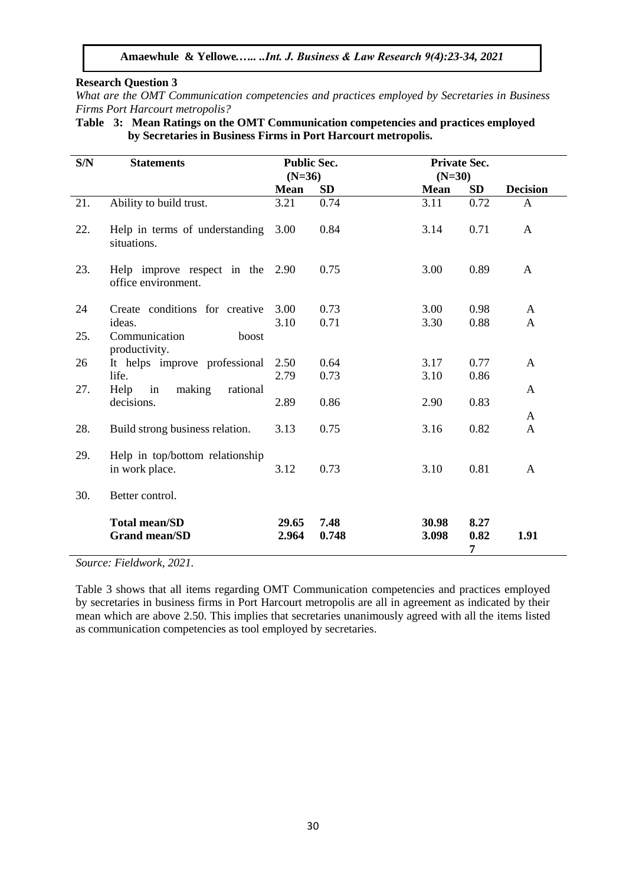**Research Question 3**

*What are the OMT Communication competencies and practices employed by Secretaries in Business Firms Port Harcourt metropolis?*

**Table 3: Mean Ratings on the OMT Communication competencies and practices employed by Secretaries in Business Firms in Port Harcourt metropolis.**

| S/N | Statements | Public Sec. (N=36) | | Private Sec. (N=30) | | |
|---|---|---|---|---|---|---|
| | | **Mean** | **SD** | **Mean** | **SD** | **Decision** |
| 21. | Ability to build trust. | 3.21 | 0.74 | 3.11 | 0.72 | A |
| 22. | Help in terms of understanding situations. | 3.00 | 0.84 | 3.14 | 0.71 | A |
| 23. | Help improve respect in the office environment. | 2.90 | 0.75 | 3.00 | 0.89 | A |
| 24 | Create conditions for creative | 3.00 | 0.73 | 3.00 | 0.98 | A |
| | ideas. | 3.10 | 0.71 | 3.30 | 0.88 | A |
| 25. | Communication boost productivity. | | | | | |
| 26 | It helps improve professional | 2.50 | 0.64 | 3.17 | 0.77 | A |
| | life. | 2.79 | 0.73 | 3.10 | 0.86 | |
| 27. | Help in making rational | | | | | A |
| | decisions. | 2.89 | 0.86 | 2.90 | 0.83 | |
| | | | | | | A |
| 28. | Build strong business relation. | 3.13 | 0.75 | 3.16 | 0.82 | A |
| 29. | Help in top/bottom relationship in work place. | 3.12 | 0.73 | 3.10 | 0.81 | A |
| 30. | Better control. | | | | | |
| | **Total mean/SD** | **29.65** | **7.48** | **30.98** | **8.27** | |
| | **Grand mean/SD** | **2.964** | **0.748** | **3.098** | **0.827** | **1.91** |

*Source: Fieldwork, 2021.*

Table 3 shows that all items regarding OMT Communication competencies and practices employed by secretaries in business firms in Port Harcourt metropolis are all in agreement as indicated by their mean which are above 2.50. This implies that secretaries unanimously agreed with all the items listed as communication competencies as tool employed by secretaries.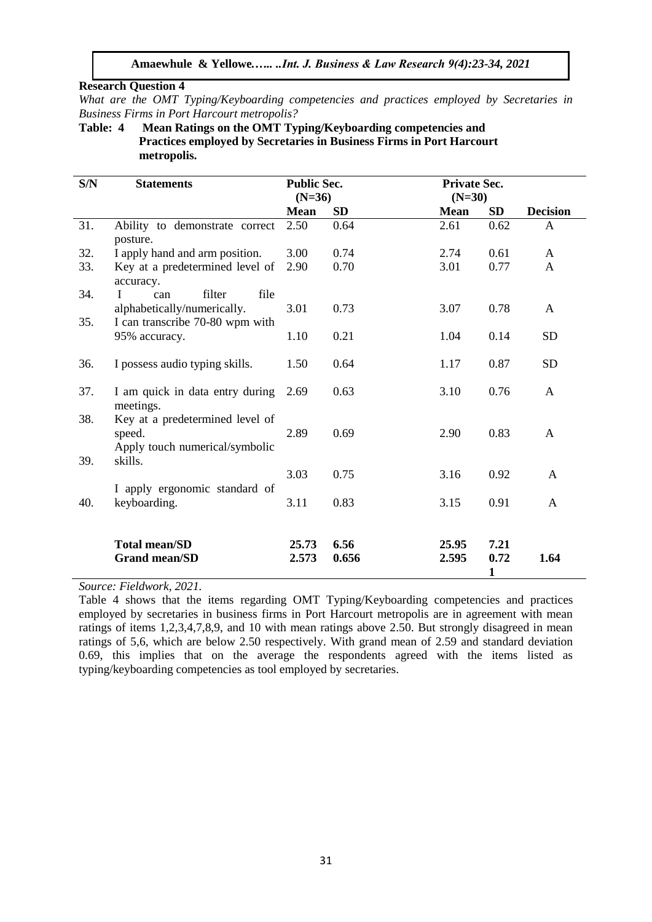**Research Question 4**

*What are the OMT Typing/Keyboarding competencies and practices employed by Secretaries in Business Firms in Port Harcourt metropolis?*

**Table: 4 Mean Ratings on the OMT Typing/Keyboarding competencies and Practices employed by Secretaries in Business Firms in Port Harcourt metropolis.**

| S/N | Statements | Public Sec. (N=36) | | Private Sec. (N=30) | | |
|---|---|---|---|---|---|---|
| | | **Mean** | **SD** | **Mean** | **SD** | **Decision** |
| 31. | Ability to demonstrate correct posture. | 2.50 | 0.64 | 2.61 | 0.62 | A |
| 32. | I apply hand and arm position. | 3.00 | 0.74 | 2.74 | 0.61 | A |
| 33. | Key at a predetermined level of accuracy. | 2.90 | 0.70 | 3.01 | 0.77 | A |
| 34. | I can filter file alphabetically/numerically. | 3.01 | 0.73 | 3.07 | 0.78 | A |
| 35. | I can transcribe 70-80 wpm with 95% accuracy. | 1.10 | 0.21 | 1.04 | 0.14 | SD |
| 36. | I possess audio typing skills. | 1.50 | 0.64 | 1.17 | 0.87 | SD |
| 37. | I am quick in data entry during meetings. | 2.69 | 0.63 | 3.10 | 0.76 | A |
| 38. | Key at a predetermined level of speed. | 2.89 | 0.69 | 2.90 | 0.83 | A |
| 39. | Apply touch numerical/symbolic skills. | 3.03 | 0.75 | 3.16 | 0.92 | A |
| 40. | I apply ergonomic standard of keyboarding. | 3.11 | 0.83 | 3.15 | 0.91 | A |
| | **Total mean/SD** | **25.73** | **6.56** | **25.95** | **7.21** | |
| | **Grand mean/SD** | **2.573** | **0.656** | **2.595** | **0.721** | **1.64** |

*Source: Fieldwork, 2021.*

Table 4 shows that the items regarding OMT Typing/Keyboarding competencies and practices employed by secretaries in business firms in Port Harcourt metropolis are in agreement with mean ratings of items 1,2,3,4,7,8,9, and 10 with mean ratings above 2.50. But strongly disagreed in mean ratings of 5,6, which are below 2.50 respectively. With grand mean of 2.59 and standard deviation 0.69, this implies that on the average the respondents agreed with the items listed as typing/keyboarding competencies as tool employed by secretaries.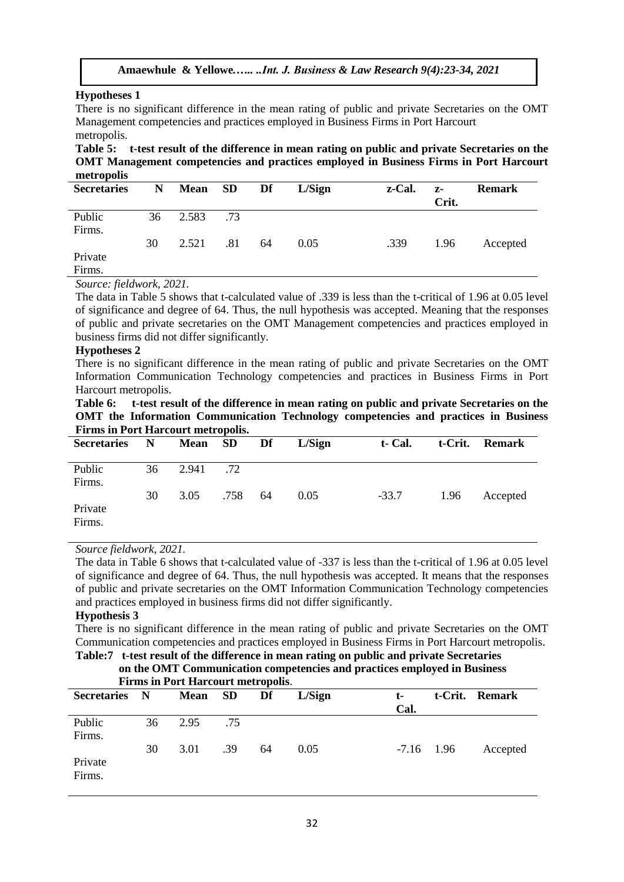**Hypotheses 1**

There is no significant difference in the mean rating of public and private Secretaries on the OMT Management competencies and practices employed in Business Firms in Port Harcourt metropolis.

**Table 5: t-test result of the difference in mean rating on public and private Secretaries on the OMT Management competencies and practices employed in Business Firms in Port Harcourt metropolis**

| Secretaries | N | Mean | SD | Df | L/Sign | z-Cal. | z-Crit. | Remark |
|---|---|---|---|---|---|---|---|---|
| Public Firms. | 36 | 2.583 | .73 | | | | | |
| Private Firms. | 30 | 2.521 | .81 | 64 | 0.05 | .339 | 1.96 | Accepted |

*Source: fieldwork, 2021.*

The data in Table 5 shows that t-calculated value of .339 is less than the t-critical of 1.96 at 0.05 level of significance and degree of 64. Thus, the null hypothesis was accepted. Meaning that the responses of public and private secretaries on the OMT Management competencies and practices employed in business firms did not differ significantly.

**Hypotheses 2**

There is no significant difference in the mean rating of public and private Secretaries on the OMT Information Communication Technology competencies and practices in Business Firms in Port Harcourt metropolis.

**Table 6: t-test result of the difference in mean rating on public and private Secretaries on the OMT the Information Communication Technology competencies and practices in Business Firms in Port Harcourt metropolis.**

| Secretaries | N | Mean | SD | Df | L/Sign | t- Cal. | t-Crit. | Remark |
|---|---|---|---|---|---|---|---|---|
| Public Firms. | 36 | 2.941 | .72 | | | | | |
| Private Firms. | 30 | 3.05 | .758 | 64 | 0.05 | -33.7 | 1.96 | Accepted |

*Source fieldwork, 2021.*

The data in Table 6 shows that t-calculated value of -337 is less than the t-critical of 1.96 at 0.05 level of significance and degree of 64. Thus, the null hypothesis was accepted. It means that the responses of public and private secretaries on the OMT Information Communication Technology competencies and practices employed in business firms did not differ significantly.

**Hypothesis 3**

There is no significant difference in the mean rating of public and private Secretaries on the OMT Communication competencies and practices employed in Business Firms in Port Harcourt metropolis.

**Table:7 t-test result of the difference in mean rating on public and private Secretaries on the OMT Communication competencies and practices employed in Business Firms in Port Harcourt metropolis.**

| Secretaries | N | Mean | SD | Df | L/Sign | t-Cal. | t-Crit. | Remark |
|---|---|---|---|---|---|---|---|---|
| Public Firms. | 36 | 2.95 | .75 | | | | | |
| Private Firms. | 30 | 3.01 | .39 | 64 | 0.05 | -7.16 | 1.96 | Accepted |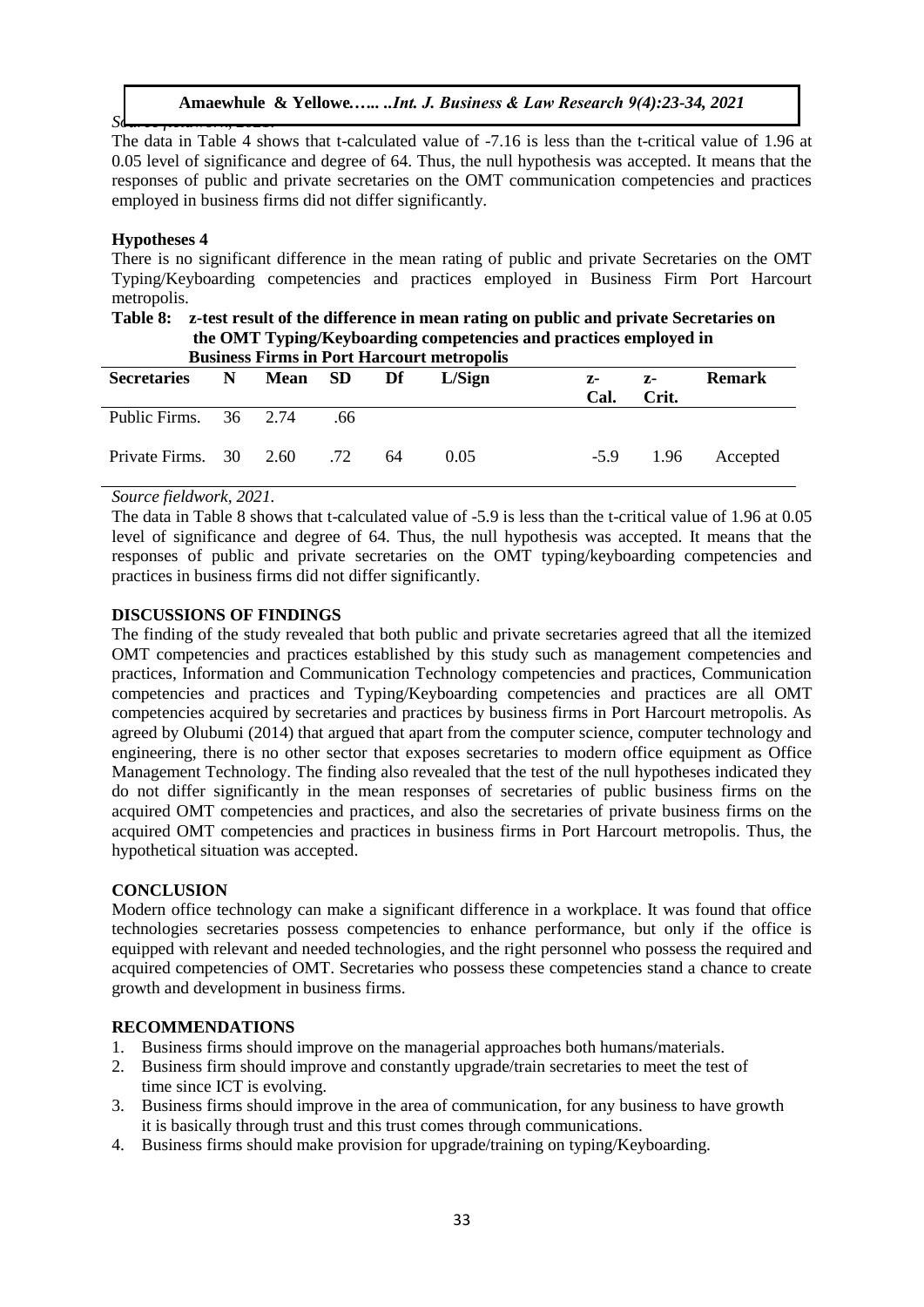*Source fieldwork, 2021.*

The data in Table 4 shows that t-calculated value of -7.16 is less than the t-critical value of 1.96 at 0.05 level of significance and degree of 64. Thus, the null hypothesis was accepted. It means that the responses of public and private secretaries on the OMT communication competencies and practices employed in business firms did not differ significantly.

**Hypotheses 4**

There is no significant difference in the mean rating of public and private Secretaries on the OMT Typing/Keyboarding competencies and practices employed in Business Firm Port Harcourt metropolis.

**Table 8: z-test result of the difference in mean rating on public and private Secretaries on the OMT Typing/Keyboarding competencies and practices employed in Business Firms in Port Harcourt metropolis**

| Secretaries | N | Mean | SD | Df | L/Sign | z-Cal. | z-Crit. | Remark |
|---|---|---|---|---|---|---|---|---|
| Public Firms. | 36 | 2.74 | .66 | | | | | |
| Private Firms. | 30 | 2.60 | .72 | 64 | 0.05 | -5.9 | 1.96 | Accepted |

*Source fieldwork, 2021.*

The data in Table 8 shows that t-calculated value of -5.9 is less than the t-critical value of 1.96 at 0.05 level of significance and degree of 64. Thus, the null hypothesis was accepted. It means that the responses of public and private secretaries on the OMT typing/keyboarding competencies and practices in business firms did not differ significantly.

## DISCUSSIONS OF FINDINGS

The finding of the study revealed that both public and private secretaries agreed that all the itemized OMT competencies and practices established by this study such as management competencies and practices, Information and Communication Technology competencies and practices, Communication competencies and practices and Typing/Keyboarding competencies and practices are all OMT competencies acquired by secretaries and practices by business firms in Port Harcourt metropolis. As agreed by Olubumi (2014) that argued that apart from the computer science, computer technology and engineering, there is no other sector that exposes secretaries to modern office equipment as Office Management Technology. The finding also revealed that the test of the null hypotheses indicated they do not differ significantly in the mean responses of secretaries of public business firms on the acquired OMT competencies and practices, and also the secretaries of private business firms on the acquired OMT competencies and practices in business firms in Port Harcourt metropolis. Thus, the hypothetical situation was accepted.

## CONCLUSION

Modern office technology can make a significant difference in a workplace. It was found that office technologies secretaries possess competencies to enhance performance, but only if the office is equipped with relevant and needed technologies, and the right personnel who possess the required and acquired competencies of OMT. Secretaries who possess these competencies stand a chance to create growth and development in business firms.

## RECOMMENDATIONS

1. Business firms should improve on the managerial approaches both humans/materials.
2. Business firm should improve and constantly upgrade/train secretaries to meet the test of time since ICT is evolving.
3. Business firms should improve in the area of communication, for any business to have growth it is basically through trust and this trust comes through communications.
4. Business firms should make provision for upgrade/training on typing/Keyboarding.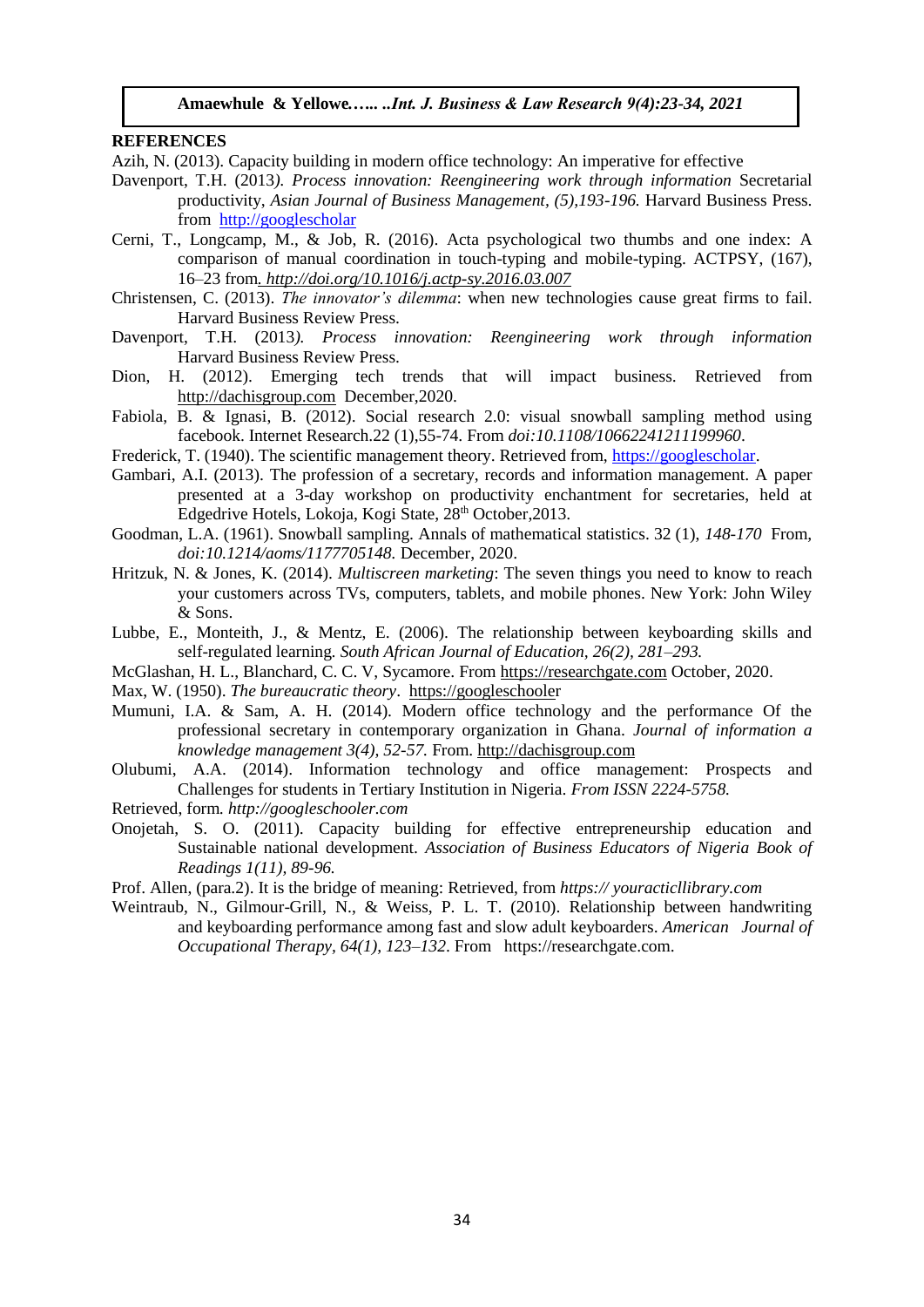## REFERENCES

Azih, N. (2013). Capacity building in modern office technology: An imperative for effective

Davenport, T.H. (2013). *Process innovation: Reengineering work through information* Secretarial productivity, *Asian Journal of Business Management, (5),193-196.* Harvard Business Press. from http://googlescholar

Cerni, T., Longcamp, M., & Job, R. (2016). Acta psychological two thumbs and one index: A comparison of manual coordination in touch-typing and mobile-typing. ACTPSY, (167), 16–23 from. *http://doi.org/10.1016/j.actp-sy.2016.03.007*

Christensen, C. (2013). *The innovator's dilemma*: when new technologies cause great firms to fail. Harvard Business Review Press.

Davenport, T.H. (2013). *Process innovation: Reengineering work through information* Harvard Business Review Press.

Dion, H. (2012). Emerging tech trends that will impact business. Retrieved from http://dachisgroup.com December,2020.

Fabiola, B. & Ignasi, B. (2012). Social research 2.0: visual snowball sampling method using facebook. Internet Research.22 (1),55-74. From *doi:10.1108/10662241211199960*.

Frederick, T. (1940). The scientific management theory. Retrieved from, https://googlescholar.

Gambari, A.I. (2013). The profession of a secretary, records and information management. A paper presented at a 3-day workshop on productivity enchantment for secretaries, held at Edgedrive Hotels, Lokoja, Kogi State, 28th October,2013.

Goodman, L.A. (1961). Snowball sampling. Annals of mathematical statistics. 32 (1), *148-170* From, *doi:10.1214/aoms/1177705148.* December, 2020.

Hritzuk, N. & Jones, K. (2014). *Multiscreen marketing*: The seven things you need to know to reach your customers across TVs, computers, tablets, and mobile phones. New York: John Wiley & Sons.

Lubbe, E., Monteith, J., & Mentz, E. (2006). The relationship between keyboarding skills and self-regulated learning. *South African Journal of Education, 26(2), 281–293.*

McGlashan, H. L., Blanchard, C. C. V, Sycamore. From https://researchgate.com October, 2020.

Max, W. (1950). *The bureaucratic theory*. https://googleschooler

Mumuni, I.A. & Sam, A. H. (2014). Modern office technology and the performance Of the professional secretary in contemporary organization in Ghana. *Journal of information a knowledge management 3(4), 52-57.* From. http://dachisgroup.com

Olubumi, A.A. (2014). Information technology and office management: Prospects and Challenges for students in Tertiary Institution in Nigeria. *From ISSN 2224-5758.*

Retrieved, form. *http://googleschooler.com*

Onojetah, S. O. (2011). Capacity building for effective entrepreneurship education and Sustainable national development. *Association of Business Educators of Nigeria Book of Readings 1(11), 89-96.*

Prof. Allen, (para.2). It is the bridge of meaning: Retrieved, from *https:// youracticllibrary.com*

Weintraub, N., Gilmour-Grill, N., & Weiss, P. L. T. (2010). Relationship between handwriting and keyboarding performance among fast and slow adult keyboarders. *American Journal of Occupational Therapy, 64(1), 123–132*. From https://researchgate.com.